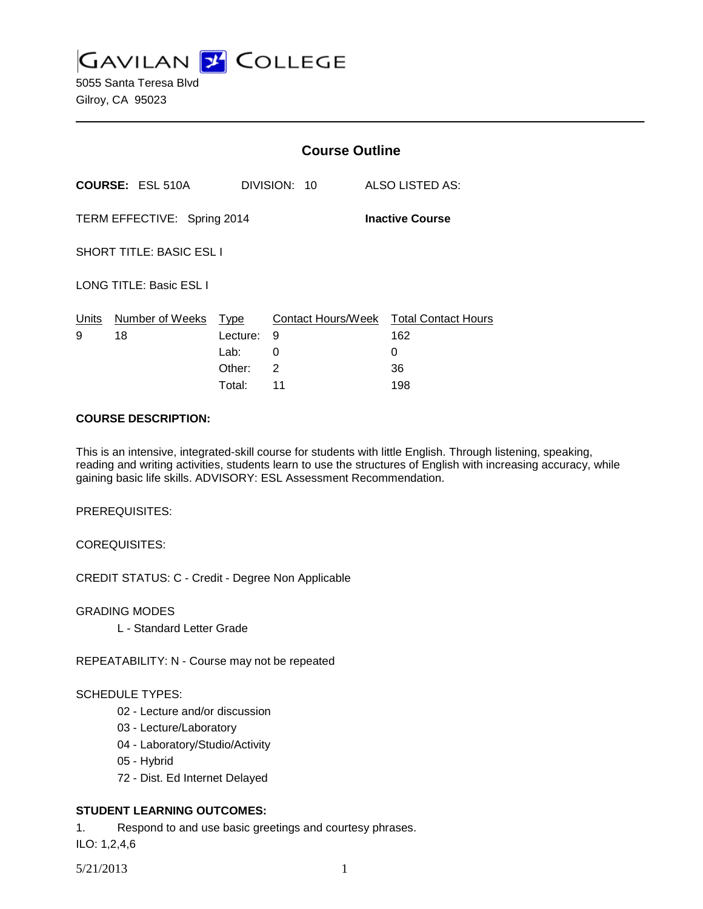# GAVILAN COLLEGE

5055 Santa Teresa Blvd
Gilroy, CA 95023

## Course Outline

**COURSE:** ESL 510A DIVISION: 10 ALSO LISTED AS:

TERM EFFECTIVE: Spring 2014 **Inactive Course**

SHORT TITLE: BASIC ESL I

LONG TITLE: Basic ESL I

| Units | Number of Weeks | Type | Contact Hours/Week | Total Contact Hours |
|---|---|---|---|---|
| 9 | 18 | Lecture: | 9 | 162 |
| | | Lab: | 0 | 0 |
| | | Other: | 2 | 36 |
| | | Total: | 11 | 198 |

**COURSE DESCRIPTION:**

This is an intensive, integrated-skill course for students with little English. Through listening, speaking, reading and writing activities, students learn to use the structures of English with increasing accuracy, while gaining basic life skills. ADVISORY: ESL Assessment Recommendation.

PREREQUISITES:

COREQUISITES:

CREDIT STATUS: C - Credit - Degree Non Applicable

GRADING MODES

L - Standard Letter Grade

REPEATABILITY: N - Course may not be repeated

SCHEDULE TYPES:

02 - Lecture and/or discussion
03 - Lecture/Laboratory
04 - Laboratory/Studio/Activity
05 - Hybrid
72 - Dist. Ed Internet Delayed

**STUDENT LEARNING OUTCOMES:**

1. Respond to and use basic greetings and courtesy phrases.

ILO: 1,2,4,6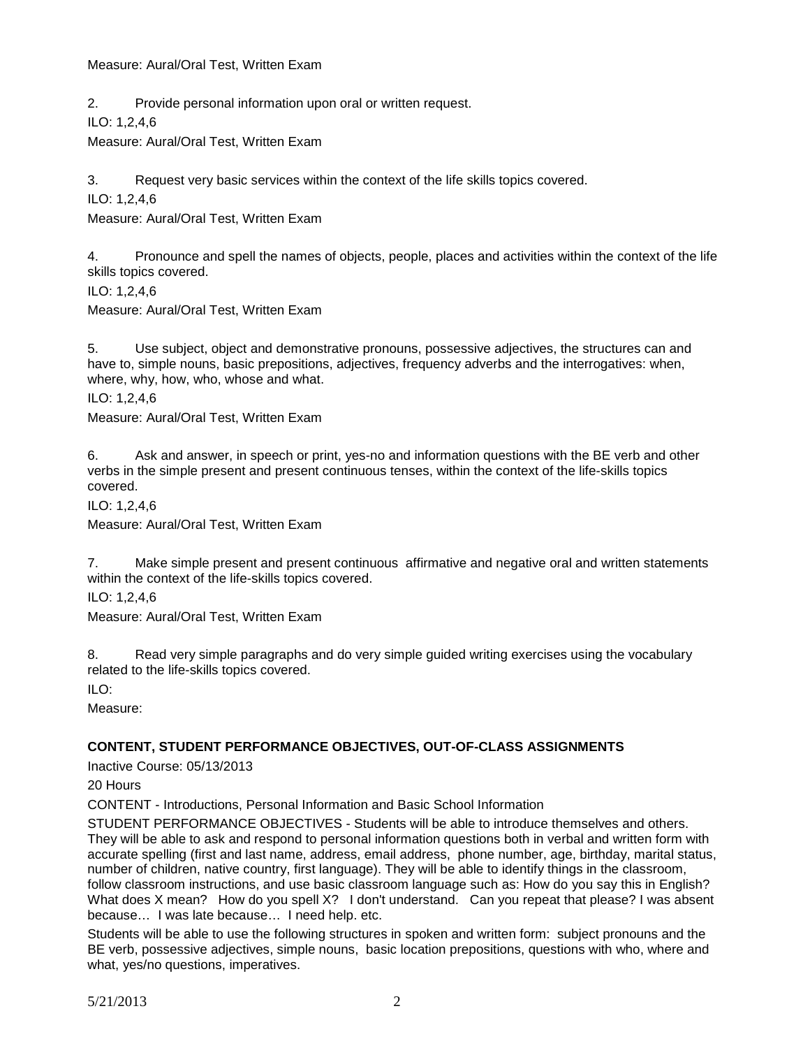Measure: Aural/Oral Test, Written Exam

2. Provide personal information upon oral or written request.

ILO: 1,2,4,6

Measure: Aural/Oral Test, Written Exam

3. Request very basic services within the context of the life skills topics covered.

ILO: 1,2,4,6

Measure: Aural/Oral Test, Written Exam

4. Pronounce and spell the names of objects, people, places and activities within the context of the life skills topics covered.

ILO: 1,2,4,6

Measure: Aural/Oral Test, Written Exam

5. Use subject, object and demonstrative pronouns, possessive adjectives, the structures can and have to, simple nouns, basic prepositions, adjectives, frequency adverbs and the interrogatives: when, where, why, how, who, whose and what.

ILO: 1,2,4,6

Measure: Aural/Oral Test, Written Exam

6. Ask and answer, in speech or print, yes-no and information questions with the BE verb and other verbs in the simple present and present continuous tenses, within the context of the life-skills topics covered.

ILO: 1,2,4,6

Measure: Aural/Oral Test, Written Exam

7. Make simple present and present continuous affirmative and negative oral and written statements within the context of the life-skills topics covered.

ILO: 1,2,4,6

Measure: Aural/Oral Test, Written Exam

8. Read very simple paragraphs and do very simple guided writing exercises using the vocabulary related to the life-skills topics covered.

ILO:

Measure:

**CONTENT, STUDENT PERFORMANCE OBJECTIVES, OUT-OF-CLASS ASSIGNMENTS**

Inactive Course: 05/13/2013

20 Hours

CONTENT - Introductions, Personal Information and Basic School Information

STUDENT PERFORMANCE OBJECTIVES - Students will be able to introduce themselves and others. They will be able to ask and respond to personal information questions both in verbal and written form with accurate spelling (first and last name, address, email address, phone number, age, birthday, marital status, number of children, native country, first language). They will be able to identify things in the classroom, follow classroom instructions, and use basic classroom language such as: How do you say this in English? What does X mean? How do you spell X? I don't understand. Can you repeat that please? I was absent because… I was late because… I need help. etc.

Students will be able to use the following structures in spoken and written form: subject pronouns and the BE verb, possessive adjectives, simple nouns, basic location prepositions, questions with who, where and what, yes/no questions, imperatives.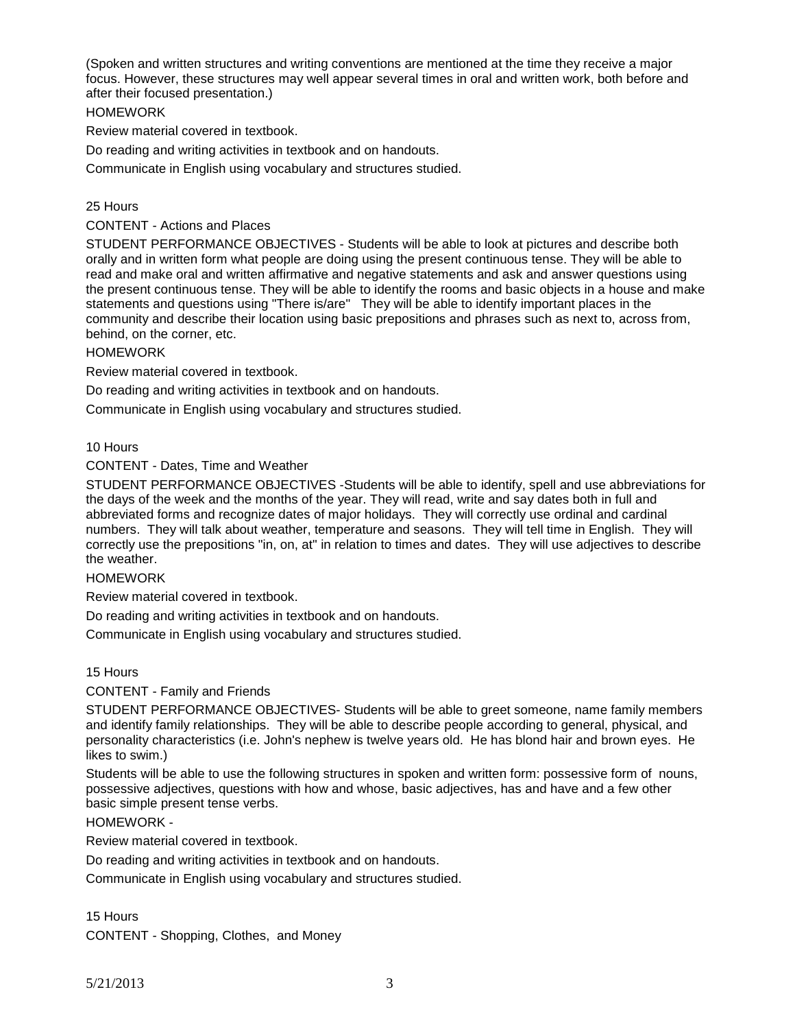(Spoken and written structures and writing conventions are mentioned at the time they receive a major focus. However, these structures may well appear several times in oral and written work, both before and after their focused presentation.)

HOMEWORK

Review material covered in textbook.

Do reading and writing activities in textbook and on handouts.

Communicate in English using vocabulary and structures studied.

25 Hours

CONTENT - Actions and Places

STUDENT PERFORMANCE OBJECTIVES - Students will be able to look at pictures and describe both orally and in written form what people are doing using the present continuous tense. They will be able to read and make oral and written affirmative and negative statements and ask and answer questions using the present continuous tense. They will be able to identify the rooms and basic objects in a house and make statements and questions using "There is/are" They will be able to identify important places in the community and describe their location using basic prepositions and phrases such as next to, across from, behind, on the corner, etc.

HOMEWORK

Review material covered in textbook.

Do reading and writing activities in textbook and on handouts.

Communicate in English using vocabulary and structures studied.

10 Hours

CONTENT - Dates, Time and Weather

STUDENT PERFORMANCE OBJECTIVES -Students will be able to identify, spell and use abbreviations for the days of the week and the months of the year. They will read, write and say dates both in full and abbreviated forms and recognize dates of major holidays. They will correctly use ordinal and cardinal numbers. They will talk about weather, temperature and seasons. They will tell time in English. They will correctly use the prepositions "in, on, at" in relation to times and dates. They will use adjectives to describe the weather.

HOMEWORK

Review material covered in textbook.

Do reading and writing activities in textbook and on handouts.

Communicate in English using vocabulary and structures studied.

15 Hours

CONTENT - Family and Friends

STUDENT PERFORMANCE OBJECTIVES- Students will be able to greet someone, name family members and identify family relationships. They will be able to describe people according to general, physical, and personality characteristics (i.e. John's nephew is twelve years old. He has blond hair and brown eyes. He likes to swim.)

Students will be able to use the following structures in spoken and written form: possessive form of nouns, possessive adjectives, questions with how and whose, basic adjectives, has and have and a few other basic simple present tense verbs.

HOMEWORK -

Review material covered in textbook.

Do reading and writing activities in textbook and on handouts.

Communicate in English using vocabulary and structures studied.

15 Hours

CONTENT - Shopping, Clothes, and Money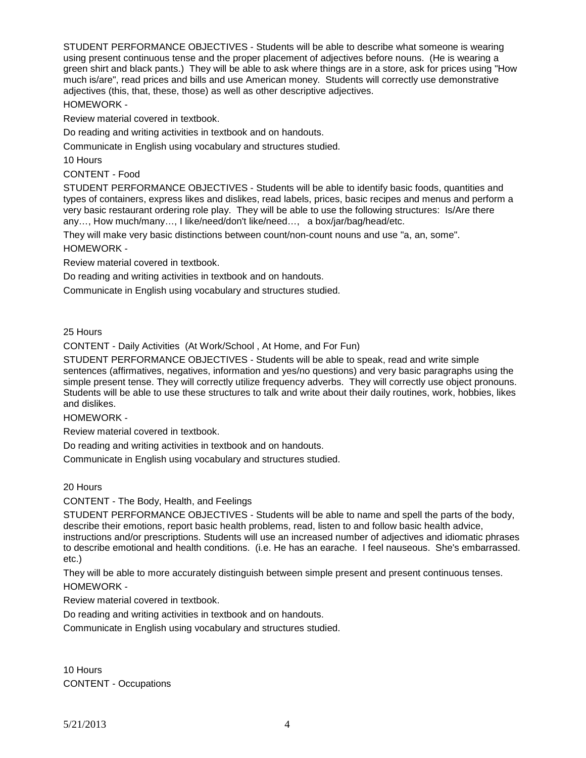STUDENT PERFORMANCE OBJECTIVES - Students will be able to describe what someone is wearing using present continuous tense and the proper placement of adjectives before nouns. (He is wearing a green shirt and black pants.) They will be able to ask where things are in a store, ask for prices using "How much is/are", read prices and bills and use American money. Students will correctly use demonstrative adjectives (this, that, these, those) as well as other descriptive adjectives.

HOMEWORK -

Review material covered in textbook.

Do reading and writing activities in textbook and on handouts.

Communicate in English using vocabulary and structures studied.

10 Hours

CONTENT - Food

STUDENT PERFORMANCE OBJECTIVES - Students will be able to identify basic foods, quantities and types of containers, express likes and dislikes, read labels, prices, basic recipes and menus and perform a very basic restaurant ordering role play. They will be able to use the following structures: Is/Are there any…, How much/many…, I like/need/don't like/need…, a box/jar/bag/head/etc.

They will make very basic distinctions between count/non-count nouns and use "a, an, some".

HOMEWORK -

Review material covered in textbook.

Do reading and writing activities in textbook and on handouts.

Communicate in English using vocabulary and structures studied.

25 Hours

CONTENT - Daily Activities (At Work/School , At Home, and For Fun)

STUDENT PERFORMANCE OBJECTIVES - Students will be able to speak, read and write simple sentences (affirmatives, negatives, information and yes/no questions) and very basic paragraphs using the simple present tense. They will correctly utilize frequency adverbs. They will correctly use object pronouns. Students will be able to use these structures to talk and write about their daily routines, work, hobbies, likes and dislikes.

HOMEWORK -

Review material covered in textbook.

Do reading and writing activities in textbook and on handouts.

Communicate in English using vocabulary and structures studied.

20 Hours

CONTENT - The Body, Health, and Feelings

STUDENT PERFORMANCE OBJECTIVES - Students will be able to name and spell the parts of the body, describe their emotions, report basic health problems, read, listen to and follow basic health advice, instructions and/or prescriptions. Students will use an increased number of adjectives and idiomatic phrases to describe emotional and health conditions. (i.e. He has an earache. I feel nauseous. She's embarrassed. etc.)

They will be able to more accurately distinguish between simple present and present continuous tenses.

HOMEWORK -

Review material covered in textbook.

Do reading and writing activities in textbook and on handouts.

Communicate in English using vocabulary and structures studied.

10 Hours

CONTENT - Occupations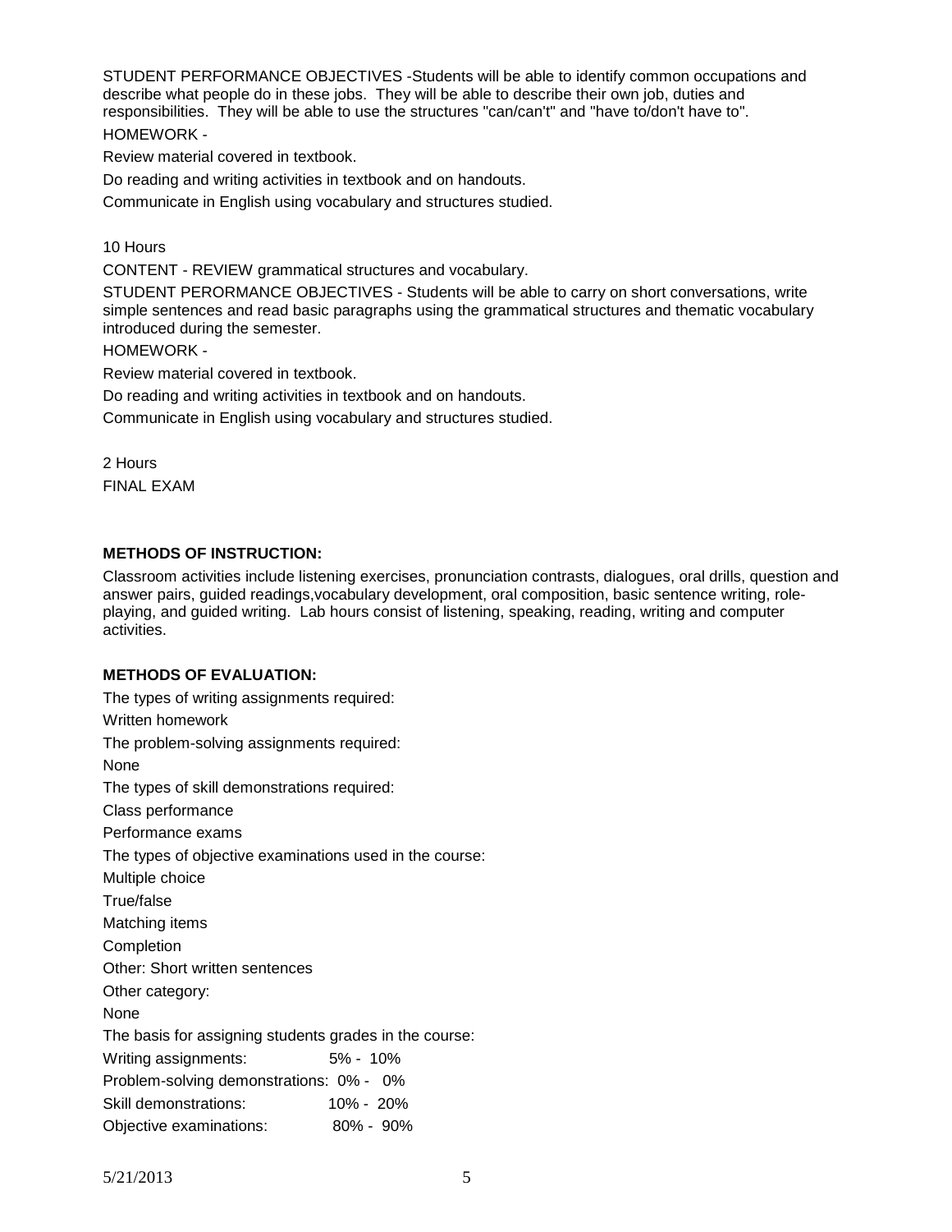STUDENT PERFORMANCE OBJECTIVES -Students will be able to identify common occupations and describe what people do in these jobs. They will be able to describe their own job, duties and responsibilities. They will be able to use the structures "can/can't" and "have to/don't have to".

HOMEWORK -

Review material covered in textbook.

Do reading and writing activities in textbook and on handouts.

Communicate in English using vocabulary and structures studied.

10 Hours

CONTENT - REVIEW grammatical structures and vocabulary.

STUDENT PERORMANCE OBJECTIVES - Students will be able to carry on short conversations, write simple sentences and read basic paragraphs using the grammatical structures and thematic vocabulary introduced during the semester.

HOMEWORK -

Review material covered in textbook.

Do reading and writing activities in textbook and on handouts.

Communicate in English using vocabulary and structures studied.

2 Hours

FINAL EXAM

**METHODS OF INSTRUCTION:**

Classroom activities include listening exercises, pronunciation contrasts, dialogues, oral drills, question and answer pairs, guided readings,vocabulary development, oral composition, basic sentence writing, role-playing, and guided writing. Lab hours consist of listening, speaking, reading, writing and computer activities.

**METHODS OF EVALUATION:**

The types of writing assignments required:

Written homework

The problem-solving assignments required:

None

The types of skill demonstrations required:

Class performance

Performance exams

The types of objective examinations used in the course:

Multiple choice

True/false

Matching items

Completion

Other: Short written sentences

Other category:

None

The basis for assigning students grades in the course:

Writing assignments: 5% - 10%

Problem-solving demonstrations: 0% - 0%

Skill demonstrations: 10% - 20%

Objective examinations: 80% - 90%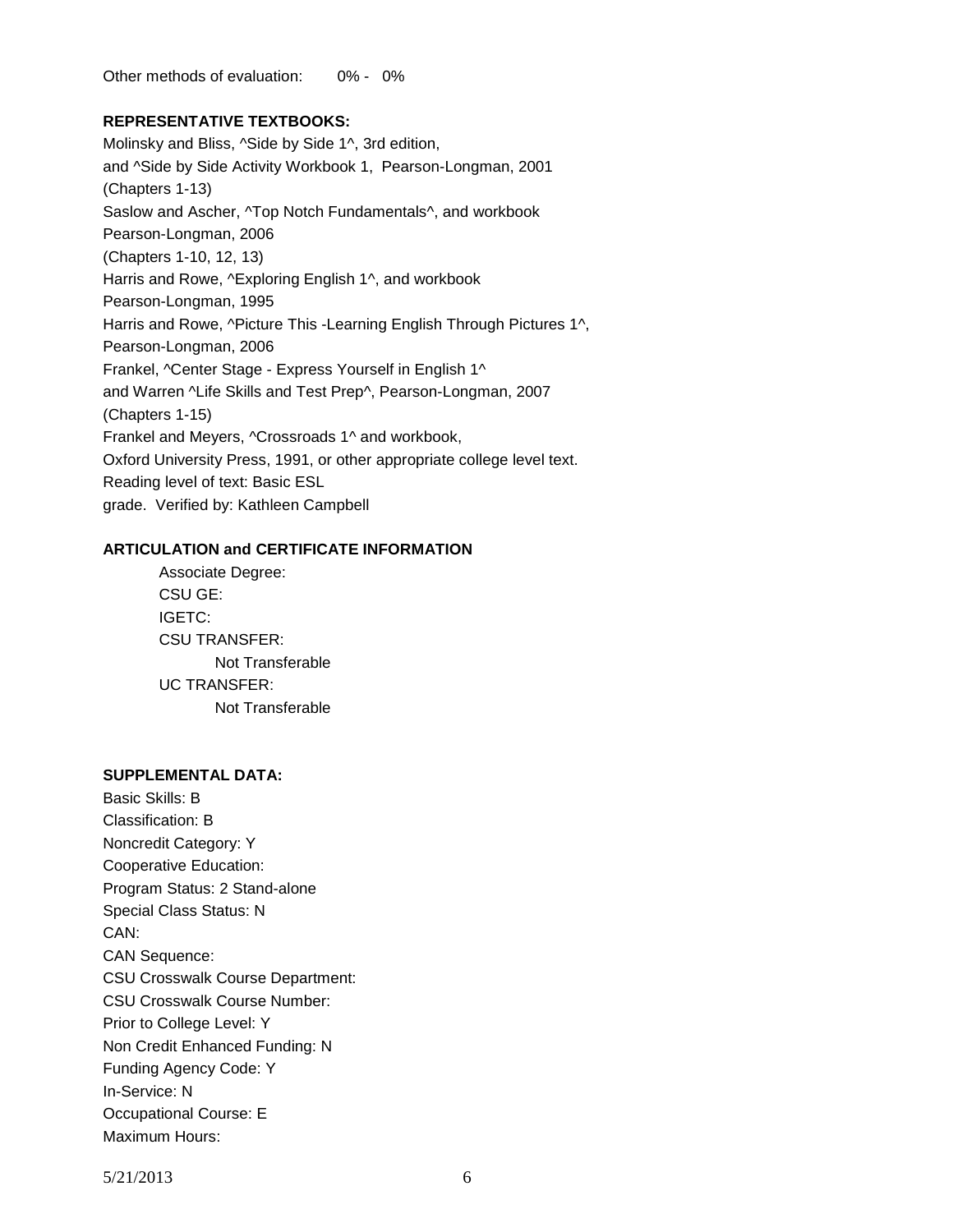Other methods of evaluation: 0% - 0%

**REPRESENTATIVE TEXTBOOKS:**

Molinsky and Bliss, ^Side by Side 1^, 3rd edition,
and ^Side by Side Activity Workbook 1, Pearson-Longman, 2001
(Chapters 1-13)
Saslow and Ascher, ^Top Notch Fundamentals^, and workbook
Pearson-Longman, 2006
(Chapters 1-10, 12, 13)
Harris and Rowe, ^Exploring English 1^, and workbook
Pearson-Longman, 1995
Harris and Rowe, ^Picture This -Learning English Through Pictures 1^,
Pearson-Longman, 2006
Frankel, ^Center Stage - Express Yourself in English 1^
and Warren ^Life Skills and Test Prep^, Pearson-Longman, 2007
(Chapters 1-15)
Frankel and Meyers, ^Crossroads 1^ and workbook,
Oxford University Press, 1991, or other appropriate college level text.
Reading level of text: Basic ESL
grade. Verified by: Kathleen Campbell

**ARTICULATION and CERTIFICATE INFORMATION**

Associate Degree:
CSU GE:
IGETC:
CSU TRANSFER:
Not Transferable
UC TRANSFER:
Not Transferable

**SUPPLEMENTAL DATA:**

Basic Skills: B
Classification: B
Noncredit Category: Y
Cooperative Education:
Program Status: 2 Stand-alone
Special Class Status: N
CAN:
CAN Sequence:
CSU Crosswalk Course Department:
CSU Crosswalk Course Number:
Prior to College Level: Y
Non Credit Enhanced Funding: N
Funding Agency Code: Y
In-Service: N
Occupational Course: E
Maximum Hours: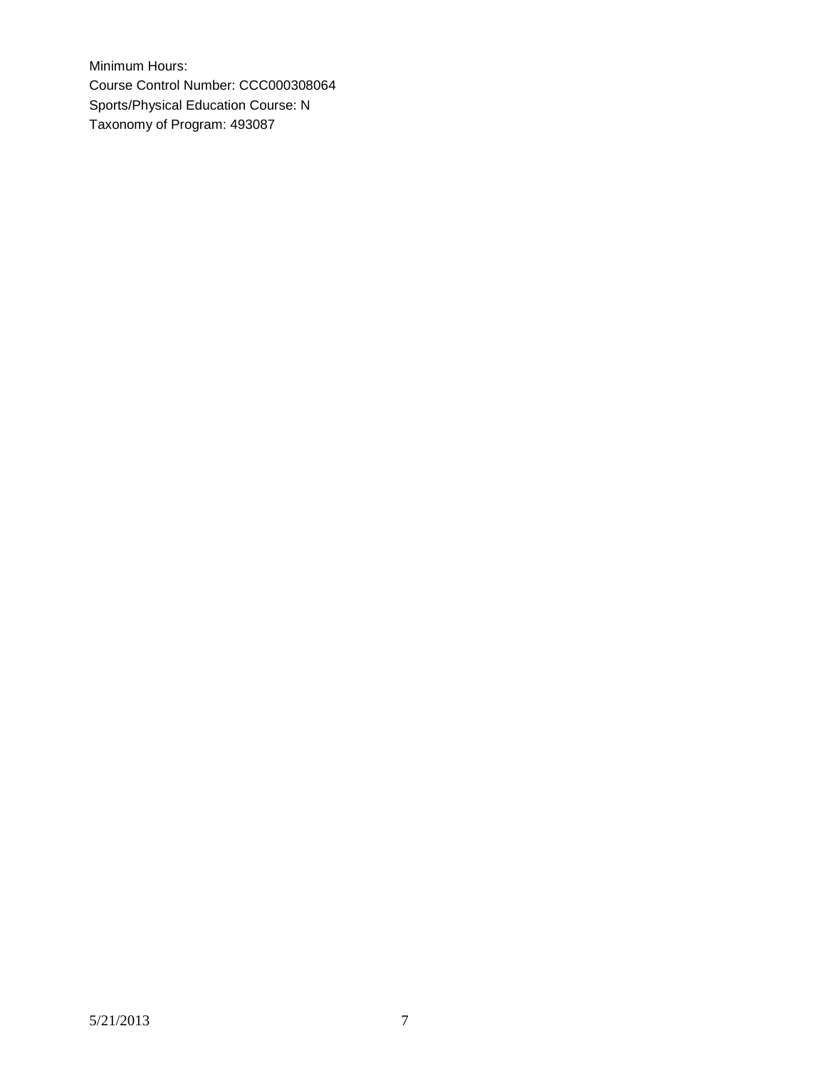Minimum Hours:
Course Control Number: CCC000308064
Sports/Physical Education Course: N
Taxonomy of Program: 493087